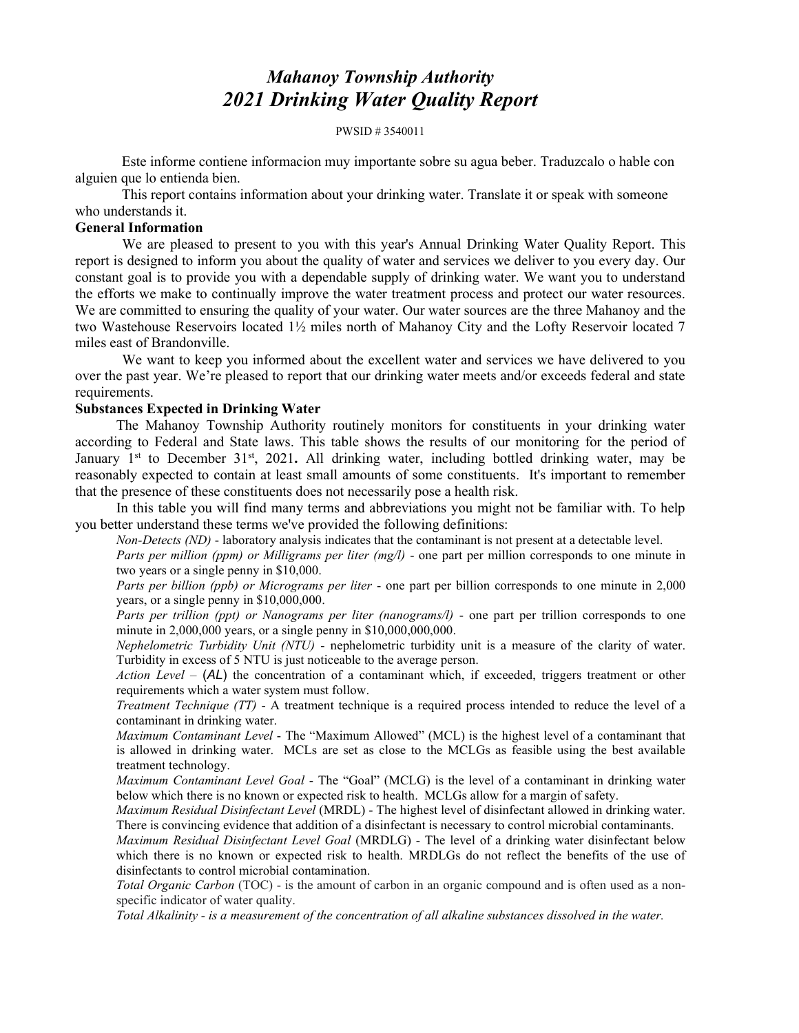# *Mahanoy Township Authority*
# *2021 Drinking Water Quality Report*

PWSID # 3540011

Este informe contiene informacion muy importante sobre su agua beber. Traduzcalo o hable con alguien que lo entienda bien.

This report contains information about your drinking water. Translate it or speak with someone who understands it.

**General Information**

We are pleased to present to you with this year's Annual Drinking Water Quality Report. This report is designed to inform you about the quality of water and services we deliver to you every day. Our constant goal is to provide you with a dependable supply of drinking water. We want you to understand the efforts we make to continually improve the water treatment process and protect our water resources. We are committed to ensuring the quality of your water. Our water sources are the three Mahanoy and the two Wastehouse Reservoirs located 1½ miles north of Mahanoy City and the Lofty Reservoir located 7 miles east of Brandonville.

We want to keep you informed about the excellent water and services we have delivered to you over the past year. We're pleased to report that our drinking water meets and/or exceeds federal and state requirements.

**Substances Expected in Drinking Water**

The Mahanoy Township Authority routinely monitors for constituents in your drinking water according to Federal and State laws. This table shows the results of our monitoring for the period of January 1st to December 31st, 2021**.** All drinking water, including bottled drinking water, may be reasonably expected to contain at least small amounts of some constituents. It's important to remember that the presence of these constituents does not necessarily pose a health risk.

In this table you will find many terms and abbreviations you might not be familiar with. To help you better understand these terms we've provided the following definitions:

*Non-Detects (ND)* - laboratory analysis indicates that the contaminant is not present at a detectable level.

*Parts per million (ppm) or Milligrams per liter (mg/l)* - one part per million corresponds to one minute in two years or a single penny in $10,000.

*Parts per billion (ppb) or Micrograms per liter* - one part per billion corresponds to one minute in 2,000 years, or a single penny in $10,000,000.

*Parts per trillion (ppt) or Nanograms per liter (nanograms/l)* - one part per trillion corresponds to one minute in 2,000,000 years, or a single penny in $10,000,000,000.

*Nephelometric Turbidity Unit (NTU)* - nephelometric turbidity unit is a measure of the clarity of water. Turbidity in excess of 5 NTU is just noticeable to the average person.

*Action Level* – (*AL*) the concentration of a contaminant which, if exceeded, triggers treatment or other requirements which a water system must follow.

*Treatment Technique (TT)* - A treatment technique is a required process intended to reduce the level of a contaminant in drinking water.

*Maximum Contaminant Level* - The "Maximum Allowed" (MCL) is the highest level of a contaminant that is allowed in drinking water. MCLs are set as close to the MCLGs as feasible using the best available treatment technology.

*Maximum Contaminant Level Goal* - The "Goal" (MCLG) is the level of a contaminant in drinking water below which there is no known or expected risk to health. MCLGs allow for a margin of safety.

*Maximum Residual Disinfectant Level* (MRDL) - The highest level of disinfectant allowed in drinking water. There is convincing evidence that addition of a disinfectant is necessary to control microbial contaminants.

*Maximum Residual Disinfectant Level Goal* (MRDLG) - The level of a drinking water disinfectant below which there is no known or expected risk to health. MRDLGs do not reflect the benefits of the use of disinfectants to control microbial contamination.

*Total Organic Carbon* (TOC) - is the amount of carbon in an organic compound and is often used as a non-specific indicator of water quality.

*Total Alkalinity - is a measurement of the concentration of all alkaline substances dissolved in the water.*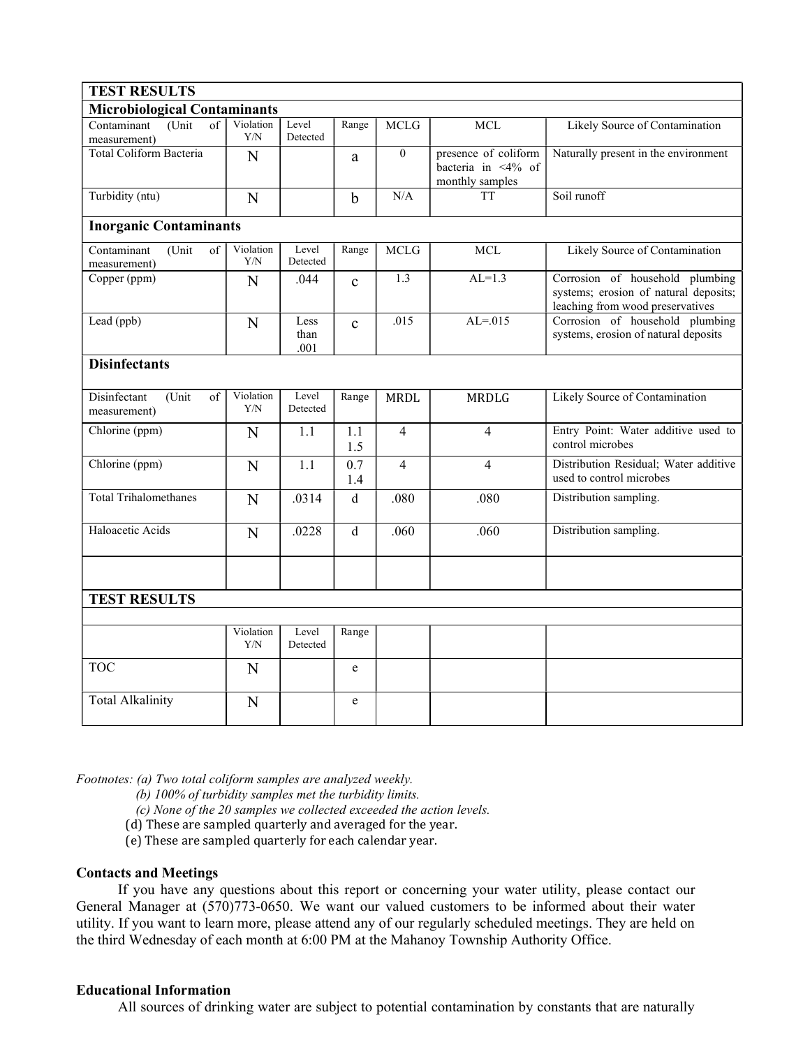| TEST RESULTS | | | | | | |
|---|---|---|---|---|---|---|
| **Microbiological Contaminants** | | | | | | |
| Contaminant (Unit of measurement) | Violation Y/N | Level Detected | Range | MCLG | MCL | Likely Source of Contamination |
| Total Coliform Bacteria | N | | a | 0 | presence of coliform bacteria in <4% of monthly samples | Naturally present in the environment |
| Turbidity (ntu) | N | | b | N/A | TT | Soil runoff |
| **Inorganic Contaminants** | | | | | | |
| Contaminant (Unit of measurement) | Violation Y/N | Level Detected | Range | MCLG | MCL | Likely Source of Contamination |
| Copper (ppm) | N | .044 | c | 1.3 | AL=1.3 | Corrosion of household plumbing systems; erosion of natural deposits; leaching from wood preservatives |
| Lead (ppb) | N | Less than .001 | c | .015 | AL=.015 | Corrosion of household plumbing systems, erosion of natural deposits |
| **Disinfectants** | | | | | | |
| Disinfectant (Unit of measurement) | Violation Y/N | Level Detected | Range | MRDL | MRDLG | Likely Source of Contamination |
| Chlorine (ppm) | N | 1.1 | 1.1 1.5 | 4 | 4 | Entry Point: Water additive used to control microbes |
| Chlorine (ppm) | N | 1.1 | 0.7 1.4 | 4 | 4 | Distribution Residual; Water additive used to control microbes |
| Total Trihalomethanes | N | .0314 | d | .080 | .080 | Distribution sampling. |
| Haloacetic Acids | N | .0228 | d | .060 | .060 | Distribution sampling. |
| | | | | | | |
| **TEST RESULTS** | | | | | | |
| | | | | | | |
| | Violation Y/N | Level Detected | Range | | | |
| TOC | N | | e | | | |
| Total Alkalinity | N | | e | | | |

*Footnotes: (a) Two total coliform samples are analyzed weekly.*
*(b) 100% of turbidity samples met the turbidity limits.*
*(c) None of the 20 samples we collected exceeded the action levels.*
(d) These are sampled quarterly and averaged for the year.
(e) These are sampled quarterly for each calendar year.

**Contacts and Meetings**

If you have any questions about this report or concerning your water utility, please contact our General Manager at (570)773-0650. We want our valued customers to be informed about their water utility. If you want to learn more, please attend any of our regularly scheduled meetings. They are held on the third Wednesday of each month at 6:00 PM at the Mahanoy Township Authority Office.

**Educational Information**

All sources of drinking water are subject to potential contamination by constants that are naturally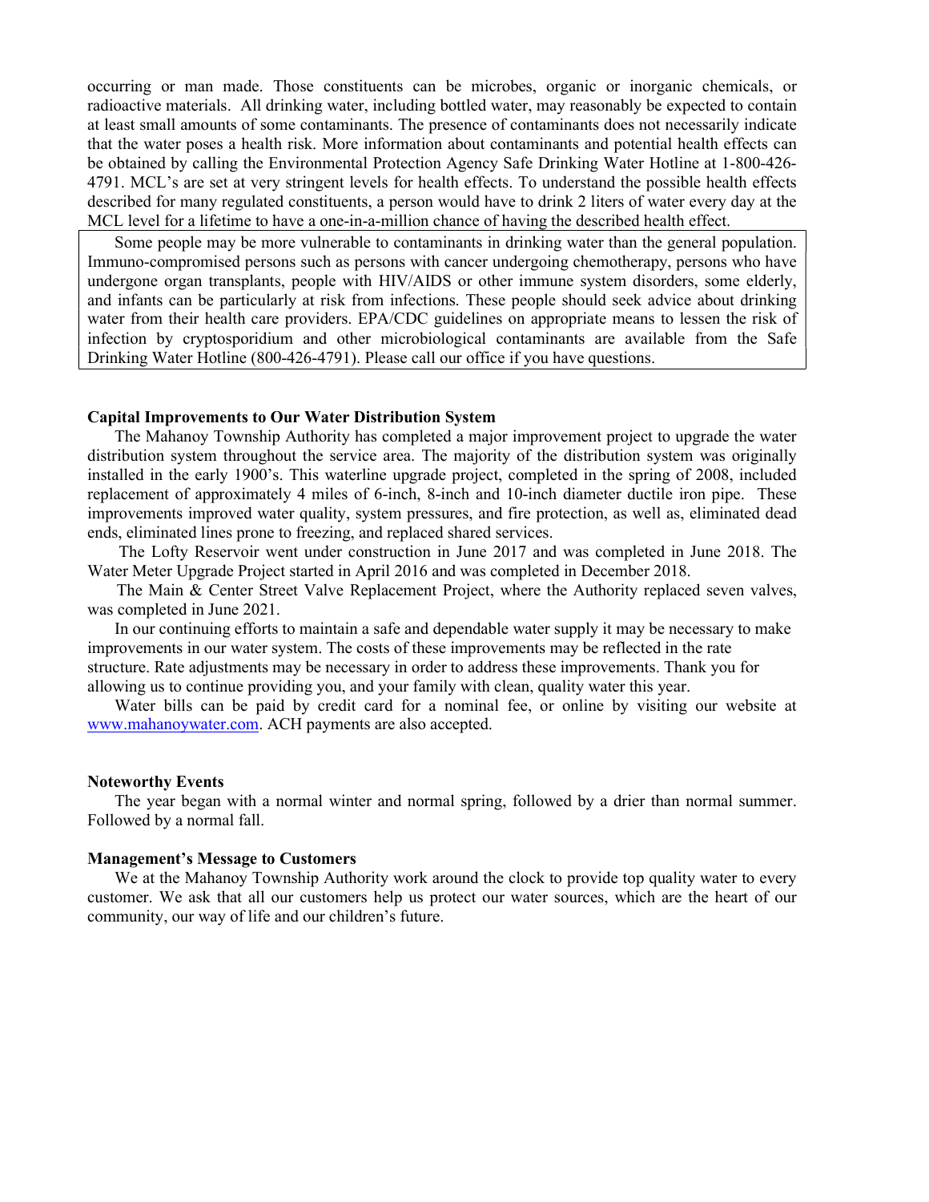occurring or man made. Those constituents can be microbes, organic or inorganic chemicals, or radioactive materials. All drinking water, including bottled water, may reasonably be expected to contain at least small amounts of some contaminants. The presence of contaminants does not necessarily indicate that the water poses a health risk. More information about contaminants and potential health effects can be obtained by calling the Environmental Protection Agency Safe Drinking Water Hotline at 1-800-426-4791. MCL's are set at very stringent levels for health effects. To understand the possible health effects described for many regulated constituents, a person would have to drink 2 liters of water every day at the MCL level for a lifetime to have a one-in-a-million chance of having the described health effect.

Some people may be more vulnerable to contaminants in drinking water than the general population. Immuno-compromised persons such as persons with cancer undergoing chemotherapy, persons who have undergone organ transplants, people with HIV/AIDS or other immune system disorders, some elderly, and infants can be particularly at risk from infections. These people should seek advice about drinking water from their health care providers. EPA/CDC guidelines on appropriate means to lessen the risk of infection by cryptosporidium and other microbiological contaminants are available from the Safe Drinking Water Hotline (800-426-4791). Please call our office if you have questions.

**Capital Improvements to Our Water Distribution System**

The Mahanoy Township Authority has completed a major improvement project to upgrade the water distribution system throughout the service area. The majority of the distribution system was originally installed in the early 1900's. This waterline upgrade project, completed in the spring of 2008, included replacement of approximately 4 miles of 6-inch, 8-inch and 10-inch diameter ductile iron pipe. These improvements improved water quality, system pressures, and fire protection, as well as, eliminated dead ends, eliminated lines prone to freezing, and replaced shared services.

The Lofty Reservoir went under construction in June 2017 and was completed in June 2018. The Water Meter Upgrade Project started in April 2016 and was completed in December 2018.

The Main & Center Street Valve Replacement Project, where the Authority replaced seven valves, was completed in June 2021.

In our continuing efforts to maintain a safe and dependable water supply it may be necessary to make improvements in our water system. The costs of these improvements may be reflected in the rate structure. Rate adjustments may be necessary in order to address these improvements. Thank you for allowing us to continue providing you, and your family with clean, quality water this year.

Water bills can be paid by credit card for a nominal fee, or online by visiting our website at www.mahanoywater.com. ACH payments are also accepted.

**Noteworthy Events**

The year began with a normal winter and normal spring, followed by a drier than normal summer. Followed by a normal fall.

**Management's Message to Customers**

We at the Mahanoy Township Authority work around the clock to provide top quality water to every customer. We ask that all our customers help us protect our water sources, which are the heart of our community, our way of life and our children's future.